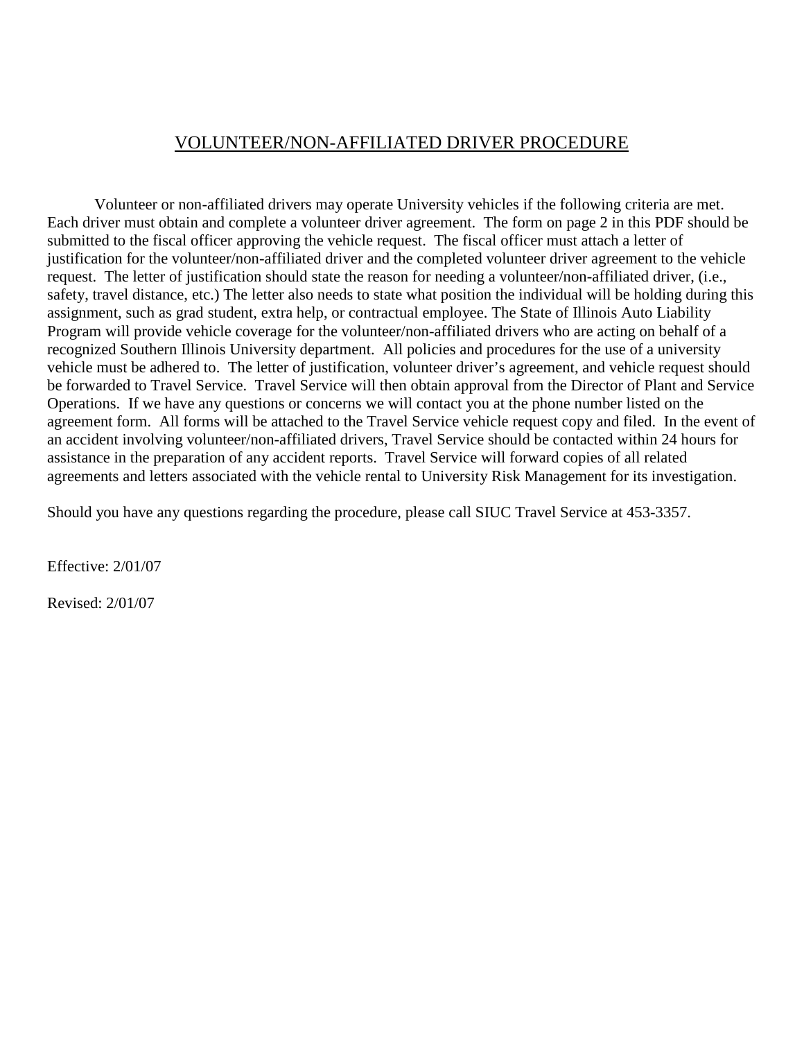# VOLUNTEER/NON-AFFILIATED DRIVER PROCEDURE

Volunteer or non-affiliated drivers may operate University vehicles if the following criteria are met. Each driver must obtain and complete a volunteer driver agreement. The form on page 2 in this PDF should be submitted to the fiscal officer approving the vehicle request. The fiscal officer must attach a letter of justification for the volunteer/non-affiliated driver and the completed volunteer driver agreement to the vehicle request. The letter of justification should state the reason for needing a volunteer/non-affiliated driver, (i.e., safety, travel distance, etc.) The letter also needs to state what position the individual will be holding during this assignment, such as grad student, extra help, or contractual employee. The State of Illinois Auto Liability Program will provide vehicle coverage for the volunteer/non-affiliated drivers who are acting on behalf of a recognized Southern Illinois University department. All policies and procedures for the use of a university vehicle must be adhered to. The letter of justification, volunteer driver's agreement, and vehicle request should be forwarded to Travel Service. Travel Service will then obtain approval from the Director of Plant and Service Operations. If we have any questions or concerns we will contact you at the phone number listed on the agreement form. All forms will be attached to the Travel Service vehicle request copy and filed. In the event of an accident involving volunteer/non-affiliated drivers, Travel Service should be contacted within 24 hours for assistance in the preparation of any accident reports. Travel Service will forward copies of all related agreements and letters associated with the vehicle rental to University Risk Management for its investigation.

Should you have any questions regarding the procedure, please call SIUC Travel Service at 453-3357.

Effective: 2/01/07

Revised: 2/01/07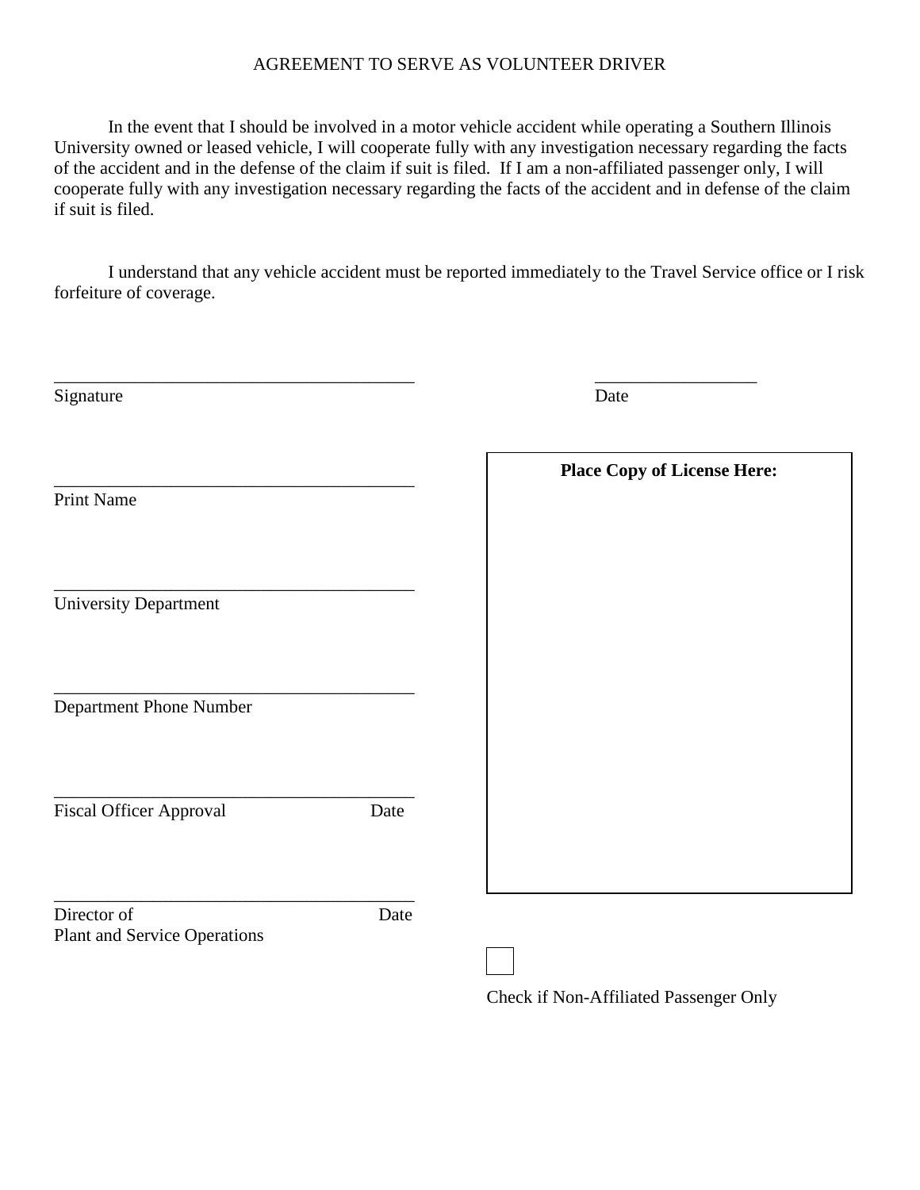# AGREEMENT TO SERVE AS VOLUNTEER DRIVER

In the event that I should be involved in a motor vehicle accident while operating a Southern Illinois University owned or leased vehicle, I will cooperate fully with any investigation necessary regarding the facts of the accident and in the defense of the claim if suit is filed. If I am a non-affiliated passenger only, I will cooperate fully with any investigation necessary regarding the facts of the accident and in defense of the claim if suit is filed.

I understand that any vehicle accident must be reported immediately to the Travel Service office or I risk forfeiture of coverage.

________________________________________ __________________

Signature Date

________________________________________

Print Name

________________________________________

University Department

________________________________________

Department Phone Number

________________________________________

Fiscal Officer Approval Date

________________________________________

Director of Plant and Service Operations Date

**Place Copy of License Here:**

☐ Check if Non-Affiliated Passenger Only